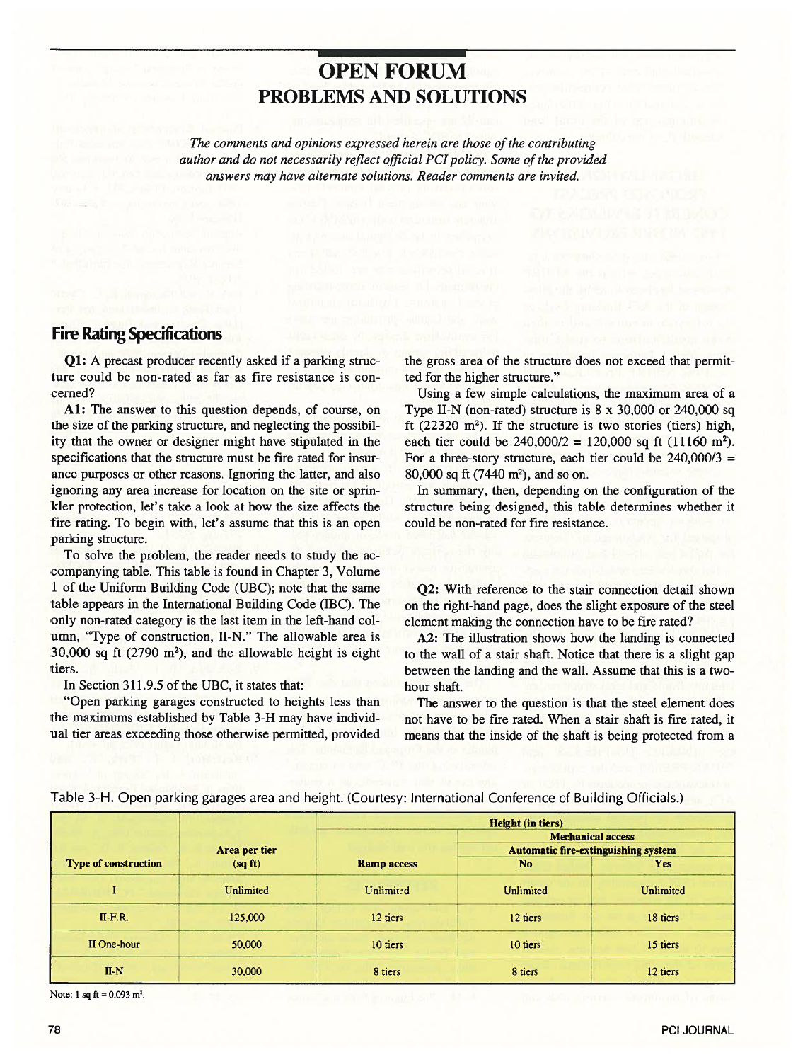# OPEN FORUM
## PROBLEMS AND SOLUTIONS

*The comments and opinions expressed herein are those of the contributing author and do not necessarily reflect official PCI policy. Some of the provided answers may have alternate solutions. Reader comments are invited.*

## Fire Rating Specifications

**Q1:** A precast producer recently asked if a parking structure could be non-rated as far as fire resistance is concerned?

**A1:** The answer to this question depends, of course, on the size of the parking structure, and neglecting the possibility that the owner or designer might have stipulated in the specifications that the structure must be fire rated for insurance purposes or other reasons. Ignoring the latter, and also ignoring any area increase for location on the site or sprinkler protection, let's take a look at how the size affects the fire rating. To begin with, let's assume that this is an open parking structure.

To solve the problem, the reader needs to study the accompanying table. This table is found in Chapter 3, Volume 1 of the Uniform Building Code (UBC); note that the same table appears in the International Building Code (IBC). The only non-rated category is the last item in the left-hand column, "Type of construction, II-N." The allowable area is 30,000 sq ft (2790 m$^2$), and the allowable height is eight tiers.

In Section 311.9.5 of the UBC, it states that:

"Open parking garages constructed to heights less than the maximums established by Table 3-H may have individual tier areas exceeding those otherwise permitted, provided the gross area of the structure does not exceed that permitted for the higher structure."

Using a few simple calculations, the maximum area of a Type II-N (non-rated) structure is 8 x 30,000 or 240,000 sq ft (22320 m$^2$). If the structure is two stories (tiers) high, each tier could be 240,000/2 = 120,000 sq ft (11160 m$^2$). For a three-story structure, each tier could be 240,000/3 = 80,000 sq ft (7440 m$^2$), and so on.

In summary, then, depending on the configuration of the structure being designed, this table determines whether it could be non-rated for fire resistance.

**Q2:** With reference to the stair connection detail shown on the right-hand page, does the slight exposure of the steel element making the connection have to be fire rated?

**A2:** The illustration shows how the landing is connected to the wall of a stair shaft. Notice that there is a slight gap between the landing and the wall. Assume that this is a two-hour shaft.

The answer to the question is that the steel element does not have to be fire rated. When a stair shaft is fire rated, it means that the inside of the shaft is being protected from a

Table 3-H. Open parking garages area and height. (Courtesy: International Conference of Building Officials.)

| Type of construction | Area per tier (sq ft) | Height (in tiers) | | |
|---|---|---|---|---|
| | | | Mechanical access | |
| | | | Automatic fire-extinguishing system | |
| | | Ramp access | No | Yes |
| I | Unlimited | Unlimited | Unlimited | Unlimited |
| II-F.R. | 125,000 | 12 tiers | 12 tiers | 18 tiers |
| II One-hour | 50,000 | 10 tiers | 10 tiers | 15 tiers |
| II-N | 30,000 | 8 tiers | 8 tiers | 12 tiers |

Note: 1 sq ft = 0.093 m$^2$.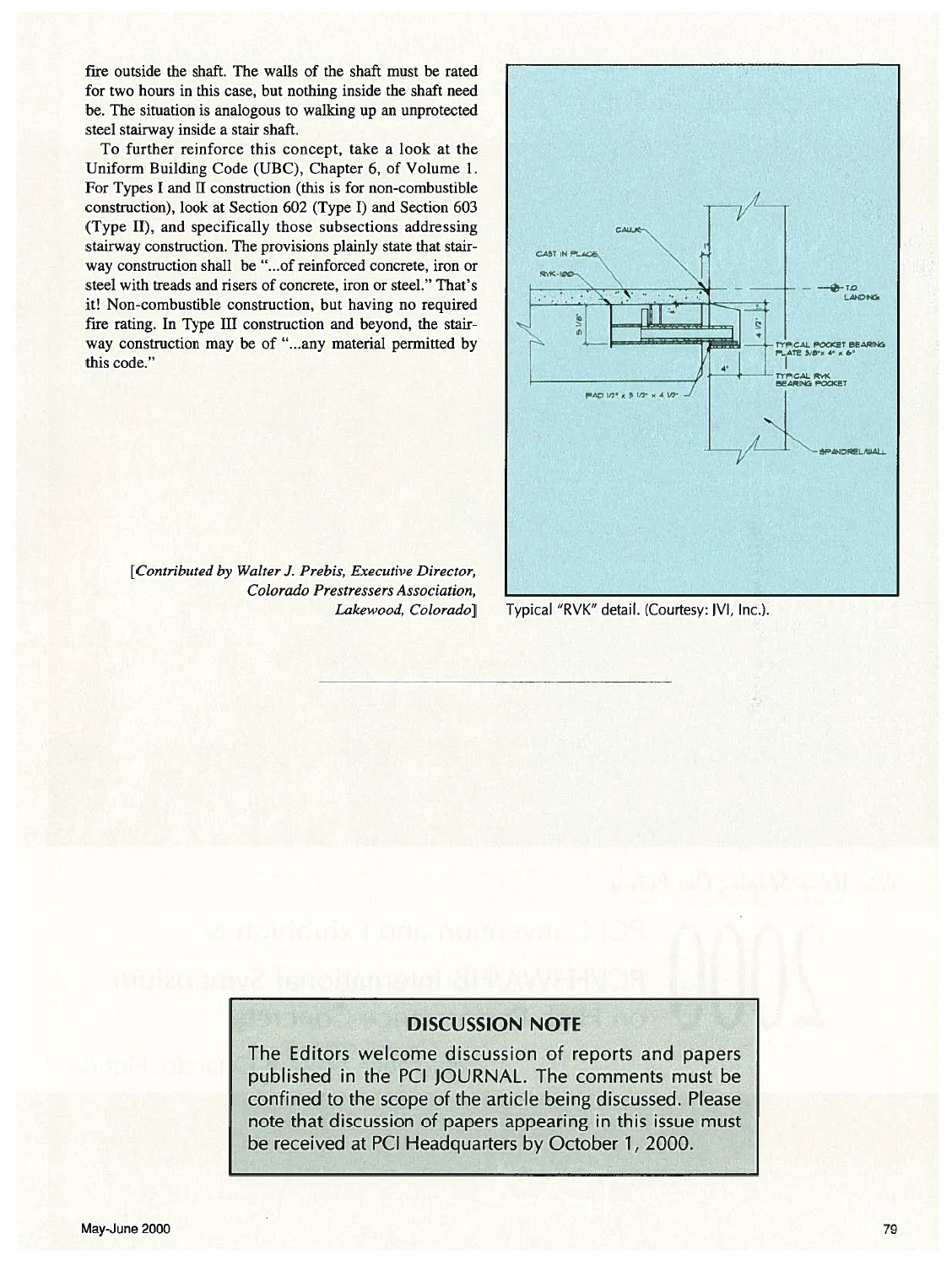fire outside the shaft. The walls of the shaft must be rated for two hours in this case, but nothing inside the shaft need be. The situation is analogous to walking up an unprotected steel stairway inside a stair shaft.

To further reinforce this concept, take a look at the Uniform Building Code (UBC), Chapter 6, of Volume 1. For Types I and II construction (this is for non-combustible construction), look at Section 602 (Type I) and Section 603 (Type II), and specifically those subsections addressing stairway construction. The provisions plainly state that stairway construction shall be "...of reinforced concrete, iron or steel with treads and risers of concrete, iron or steel." That's it! Non-combustible construction, but having no required fire rating. In Type III construction and beyond, the stairway construction may be of "...any material permitted by this code."

*[Contributed by Walter J. Prebis, Executive Director, Colorado Prestressers Association, Lakewood, Colorado]*

CAULK
CAST IN PLACE
RVK-100
T.O. LANDING
5 1/8"
4 1/2"
TYPICAL POCKET BEARING PLATE 3/8" x 4" x 6"
4"
TYPICAL RVK BEARING POCKET
PAD 1/2" x 3 1/2" x 4 1/2"
SPANDREL WALL

Typical "RVK" detail. (Courtesy: JVI, Inc.).

## DISCUSSION NOTE

The Editors welcome discussion of reports and papers published in the PCI JOURNAL. The comments must be confined to the scope of the article being discussed. Please note that discussion of papers appearing in this issue must be received at PCI Headquarters by October 1, 2000.